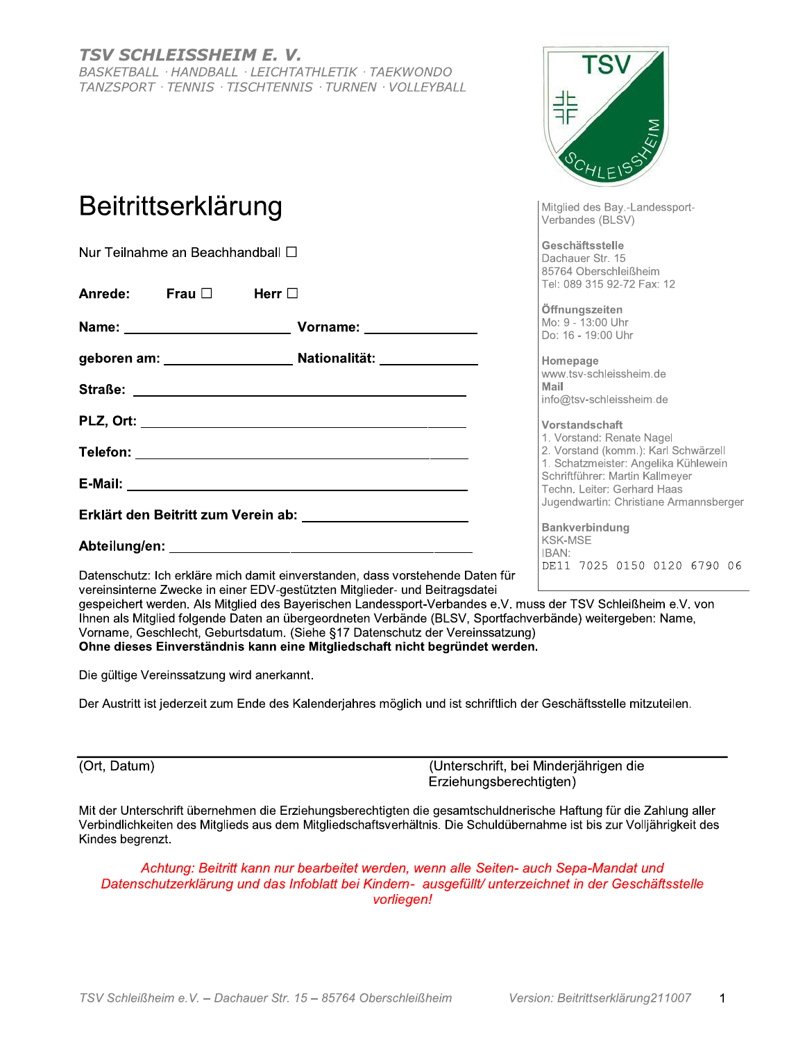**TSV SCHLEISSHEIM E. V.**
*BASKETBALL · HANDBALL · LEICHTATHLETIK · TAEKWONDO*
*TANZSPORT · TENNIS · TISCHTENNIS · TURNEN · VOLLEYBALL*

# Beitrittserklärung

Nur Teilnahme an Beachhandball ☐

**Anrede:** **Frau ☐** **Herr ☐**

**Name:** ______________________ **Vorname:** ______________

**geboren am:** ________________ **Nationalität:** ____________

**Straße:** ________________________________________

**PLZ, Ort:** ________________________________________

**Telefon:** ________________________________________

**E-Mail:** ________________________________________

**Erklärt den Beitritt zum Verein ab:** ______________________

**Abteilung/en:** ________________________________________

Mitglied des Bay.-Landessport-Verbandes (BLSV)

**Geschäftsstelle**
Dachauer Str. 15
85764 Oberschleißheim
Tel: 089 315 92-72 Fax: 12

**Öffnungszeiten**
Mo: 9 - 13:00 Uhr
Do: 16 - 19:00 Uhr

**Homepage**
www.tsv-schleissheim.de
**Mail**
info@tsv-schleissheim.de

**Vorstandschaft**
1. Vorstand: Renate Nagel
2. Vorstand (komm.): Karl Schwärzell
1. Schatzmeister: Angelika Kühlewein
Schriftführer: Martin Kallmeyer
Techn. Leiter: Gerhard Haas
Jugendwartin: Christiane Armannsberger

**Bankverbindung**
KSK-MSE
IBAN:
DE11 7025 0150 0120 6790 06

Datenschutz: Ich erkläre mich damit einverstanden, dass vorstehende Daten für vereinsinterne Zwecke in einer EDV-gestützten Mitglieder- und Beitragsdatei gespeichert werden. Als Mitglied des Bayerischen Landessport-Verbandes e.V. muss der TSV Schleißheim e.V. von Ihnen als Mitglied folgende Daten an übergeordneten Verbände (BLSV, Sportfachverbände) weitergeben: Name, Vorname, Geschlecht, Geburtsdatum. (Siehe §17 Datenschutz der Vereinssatzung)
**Ohne dieses Einverständnis kann eine Mitgliedschaft nicht begründet werden.**

Die gültige Vereinssatzung wird anerkannt.

Der Austritt ist jederzeit zum Ende des Kalenderjahres möglich und ist schriftlich der Geschäftsstelle mitzuteilen.

________________________________________________________________________

(Ort, Datum) (Unterschrift, bei Minderjährigen die Erziehungsberechtigten)

Mit der Unterschrift übernehmen die Erziehungsberechtigten die gesamtschuldnerische Haftung für die Zahlung aller Verbindlichkeiten des Mitglieds aus dem Mitgliedschaftsverhältnis. Die Schuldübernahme ist bis zur Volljährigkeit des Kindes begrenzt.

*Achtung: Beitritt kann nur bearbeitet werden, wenn alle Seiten- auch Sepa-Mandat und Datenschutzerklärung und das Infoblatt bei Kindern- ausgefüllt/ unterzeichnet in der Geschäftsstelle vorliegen!*

*TSV Schleißheim e.V. – Dachauer Str. 15 – 85764 Oberschleißheim* *Version: Beitrittserklärung211007*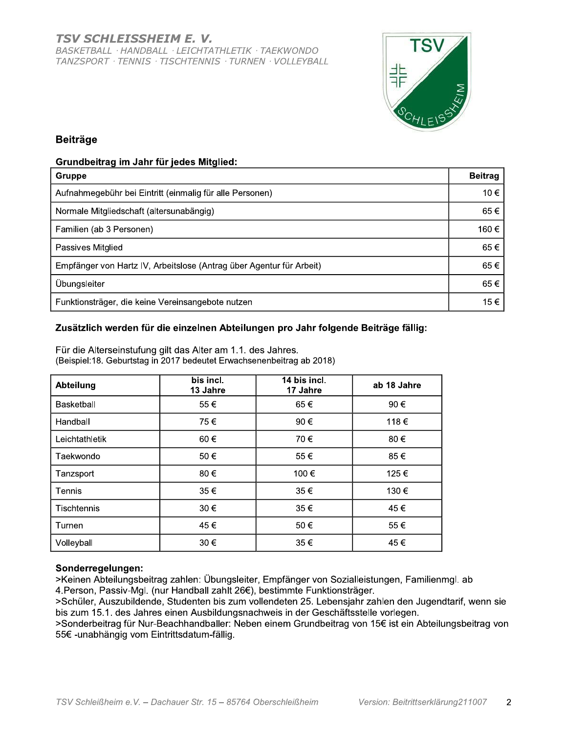**TSV SCHLEISSHEIM E. V.**
*BASKETBALL · HANDBALL · LEICHTATHLETIK · TAEKWONDO TANZSPORT · TENNIS · TISCHTENNIS · TURNEN · VOLLEYBALL*

## Beiträge

**Grundbeitrag im Jahr für jedes Mitglied:**

| Gruppe | Beitrag |
|---|---|
| Aufnahmegebühr bei Eintritt (einmalig für alle Personen) | 10 € |
| Normale Mitgliedschaft (altersunabängig) | 65 € |
| Familien (ab 3 Personen) | 160 € |
| Passives Mitglied | 65 € |
| Empfänger von Hartz IV, Arbeitslose (Antrag über Agentur für Arbeit) | 65 € |
| Übungsleiter | 65 € |
| Funktionsträger, die keine Vereinsangebote nutzen | 15 € |

**Zusätzlich werden für die einzelnen Abteilungen pro Jahr folgende Beiträge fällig:**

Für die Alterseinstufung gilt das Alter am 1.1. des Jahres.
(Beispiel:18. Geburtstag in 2017 bedeutet Erwachsenenbeitrag ab 2018)

| Abteilung | bis incl. 13 Jahre | 14 bis incl. 17 Jahre | ab 18 Jahre |
|---|---|---|---|
| Basketball | 55 € | 65 € | 90 € |
| Handball | 75 € | 90 € | 118 € |
| Leichtathletik | 60 € | 70 € | 80 € |
| Taekwondo | 50 € | 55 € | 85 € |
| Tanzsport | 80 € | 100 € | 125 € |
| Tennis | 35 € | 35 € | 130 € |
| Tischtennis | 30 € | 35 € | 45 € |
| Turnen | 45 € | 50 € | 55 € |
| Volleyball | 30 € | 35 € | 45 € |

**Sonderregelungen:**

>Keinen Abteilungsbeitrag zahlen: Übungsleiter, Empfänger von Sozialleistungen, Familienmgl. ab 4.Person, Passiv-Mgl. (nur Handball zahlt 26€), bestimmte Funktionsträger.
>Schüler, Auszubildende, Studenten bis zum vollendeten 25. Lebensjahr zahlen den Jugendtarif, wenn sie bis zum 15.1. des Jahres einen Ausbildungsnachweis in der Geschäftsstelle vorlegen.
>Sonderbeitrag für Nur-Beachhandballer: Neben einem Grundbeitrag von 15€ ist ein Abteilungsbeitrag von 55€ -unabhängig vom Eintrittsdatum-fällig.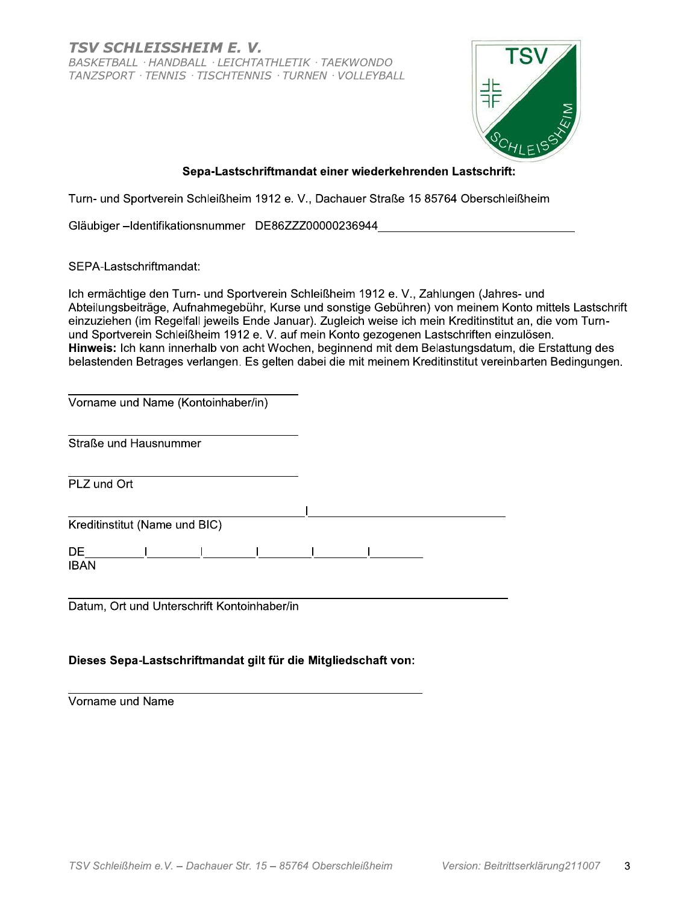**TSV SCHLEISSHEIM E. V.**
*BASKETBALL · HANDBALL · LEICHTATHLETIK · TAEKWONDO*
*TANZSPORT · TENNIS · TISCHTENNIS · TURNEN · VOLLEYBALL*

**Sepa-Lastschriftmandat einer wiederkehrenden Lastschrift:**

Turn- und Sportverein Schleißheim 1912 e. V., Dachauer Straße 15 85764 Oberschleißheim

Gläubiger –Identifikationsnummer DE86ZZZ00000236944

SEPA-Lastschriftmandat:

Ich ermächtige den Turn- und Sportverein Schleißheim 1912 e. V., Zahlungen (Jahres- und Abteilungsbeiträge, Aufnahmegebühr, Kurse und sonstige Gebühren) von meinem Konto mittels Lastschrift einzuziehen (im Regelfall jeweils Ende Januar). Zugleich weise ich mein Kreditinstitut an, die vom Turn- und Sportverein Schleißheim 1912 e. V. auf mein Konto gezogenen Lastschriften einzulösen.
**Hinweis:** Ich kann innerhalb von acht Wochen, beginnend mit dem Belastungsdatum, die Erstattung des belastenden Betrages verlangen. Es gelten dabei die mit meinem Kreditinstitut vereinbarten Bedingungen.

\_\_\_\_\_\_\_\_\_\_\_\_\_\_\_\_\_\_\_\_\_\_\_\_\_\_\_\_\_\_\_\_
Vorname und Name (Kontoinhaber/in)

\_\_\_\_\_\_\_\_\_\_\_\_\_\_\_\_\_\_\_\_\_\_\_\_\_\_\_\_\_\_\_\_
Straße und Hausnummer

\_\_\_\_\_\_\_\_\_\_\_\_\_\_\_\_\_\_\_\_\_\_\_\_\_\_\_\_\_\_\_\_
PLZ und Ort

\_\_\_\_\_\_\_\_\_\_\_\_\_\_\_\_\_\_\_\_\_\_\_\_\_\_\_\_\_\_\_\_ | \_\_\_\_\_\_\_\_\_\_\_\_\_\_\_\_\_\_\_\_\_\_\_\_\_\_
Kreditinstitut (Name und BIC)

DE\_\_\_\_\_\_\_ | \_\_\_\_\_\_\_ | \_\_\_\_\_\_\_ | \_\_\_\_\_\_\_ | \_\_\_\_\_\_\_ | \_\_\_\_\_\_\_
IBAN

\_\_\_\_\_\_\_\_\_\_\_\_\_\_\_\_\_\_\_\_\_\_\_\_\_\_\_\_\_\_\_\_\_\_\_\_\_\_\_\_\_\_\_\_\_\_\_\_\_\_\_\_\_\_\_\_
Datum, Ort und Unterschrift Kontoinhaber/in

**Dieses Sepa-Lastschriftmandat gilt für die Mitgliedschaft von:**

\_\_\_\_\_\_\_\_\_\_\_\_\_\_\_\_\_\_\_\_\_\_\_\_\_\_\_\_\_\_\_\_\_\_\_\_\_\_\_\_\_\_\_\_\_\_
Vorname und Name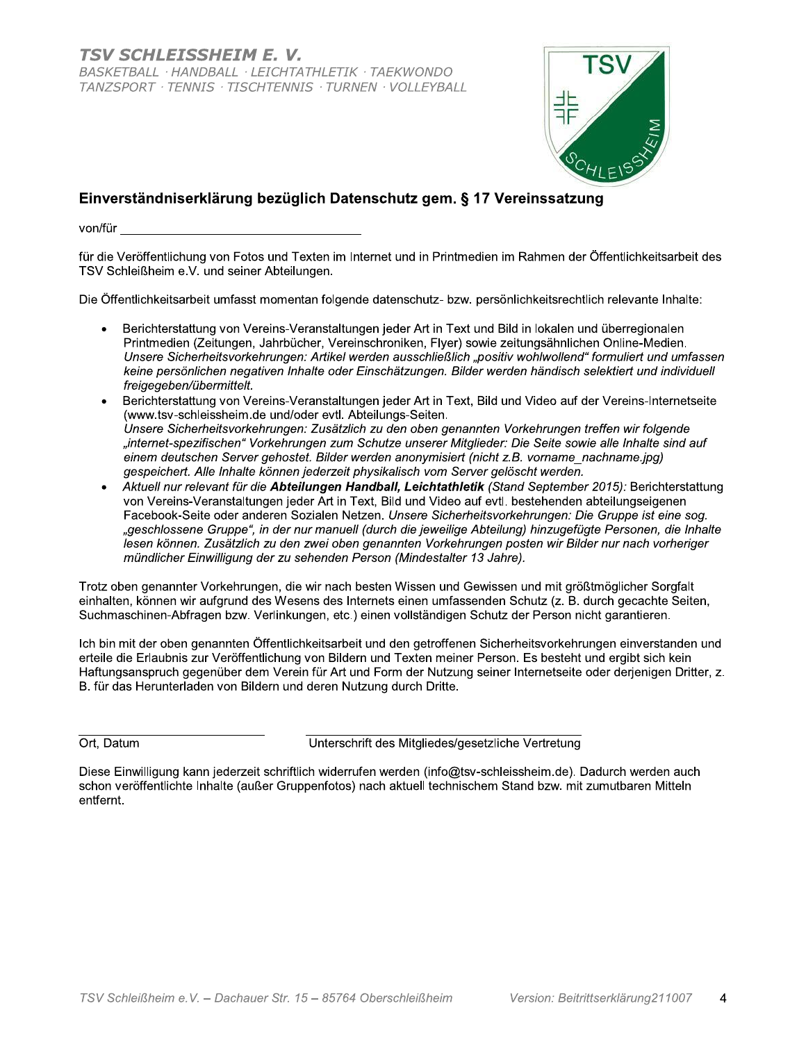**TSV SCHLEISSHEIM E. V.**

*BASKETBALL · HANDBALL · LEICHTATHLETIK · TAEKWONDO*
*TANZSPORT · TENNIS · TISCHTENNIS · TURNEN · VOLLEYBALL*

## Einverständniserklärung bezüglich Datenschutz gem. § 17 Vereinssatzung

von/für ___________________________________

für die Veröffentlichung von Fotos und Texten im Internet und in Printmedien im Rahmen der Öffentlichkeitsarbeit des TSV Schleißheim e.V. und seiner Abteilungen.

Die Öffentlichkeitsarbeit umfasst momentan folgende datenschutz- bzw. persönlichkeitsrechtlich relevante Inhalte:

- Berichterstattung von Vereins-Veranstaltungen jeder Art in Text und Bild in lokalen und überregionalen Printmedien (Zeitungen, Jahrbücher, Vereinschroniken, Flyer) sowie zeitungsähnlichen Online-Medien. *Unsere Sicherheitsvorkehrungen: Artikel werden ausschließlich „positiv wohlwollend" formuliert und umfassen keine persönlichen negativen Inhalte oder Einschätzungen. Bilder werden händisch selektiert und individuell freigegeben/übermittelt.*
- Berichterstattung von Vereins-Veranstaltungen jeder Art in Text, Bild und Video auf der Vereins-Internetseite (www.tsv-schleissheim.de und/oder evtl. Abteilungs-Seiten. *Unsere Sicherheitsvorkehrungen: Zusätzlich zu den oben genannten Vorkehrungen treffen wir folgende „internet-spezifischen" Vorkehrungen zum Schutze unserer Mitglieder: Die Seite sowie alle Inhalte sind auf einem deutschen Server gehostet. Bilder werden anonymisiert (nicht z.B. vorname_nachname.jpg) gespeichert. Alle Inhalte können jederzeit physikalisch vom Server gelöscht werden.*
- *Aktuell nur relevant für die **Abteilungen Handball, Leichtathletik** (Stand September 2015):* Berichterstattung von Vereins-Veranstaltungen jeder Art in Text, Bild und Video auf evtl. bestehenden abteilungseigenen Facebook-Seite oder anderen Sozialen Netzen. *Unsere Sicherheitsvorkehrungen: Die Gruppe ist eine sog. „geschlossene Gruppe", in der nur manuell (durch die jeweilige Abteilung) hinzugefügte Personen, die Inhalte lesen können. Zusätzlich zu den zwei oben genannten Vorkehrungen posten wir Bilder nur nach vorheriger mündlicher Einwilligung der zu sehenden Person (Mindestalter 13 Jahre).*

Trotz oben genannter Vorkehrungen, die wir nach besten Wissen und Gewissen und mit größtmöglicher Sorgfalt einhalten, können wir aufgrund des Wesens des Internets einen umfassenden Schutz (z. B. durch gecachte Seiten, Suchmaschinen-Abfragen bzw. Verlinkungen, etc.) einen vollständigen Schutz der Person nicht garantieren.

Ich bin mit der oben genannten Öffentlichkeitsarbeit und den getroffenen Sicherheitsvorkehrungen einverstanden und erteile die Erlaubnis zur Veröffentlichung von Bildern und Texten meiner Person. Es besteht und ergibt sich kein Haftungsanspruch gegenüber dem Verein für Art und Form der Nutzung seiner Internetseite oder derjenigen Dritter, z. B. für das Herunterladen von Bildern und deren Nutzung durch Dritte.

___________________________ ___________________________________

Ort, Datum Unterschrift des Mitgliedes/gesetzliche Vertretung

Diese Einwilligung kann jederzeit schriftlich widerrufen werden (info@tsv-schleissheim.de). Dadurch werden auch schon veröffentlichte Inhalte (außer Gruppenfotos) nach aktuell technischem Stand bzw. mit zumutbaren Mitteln entfernt.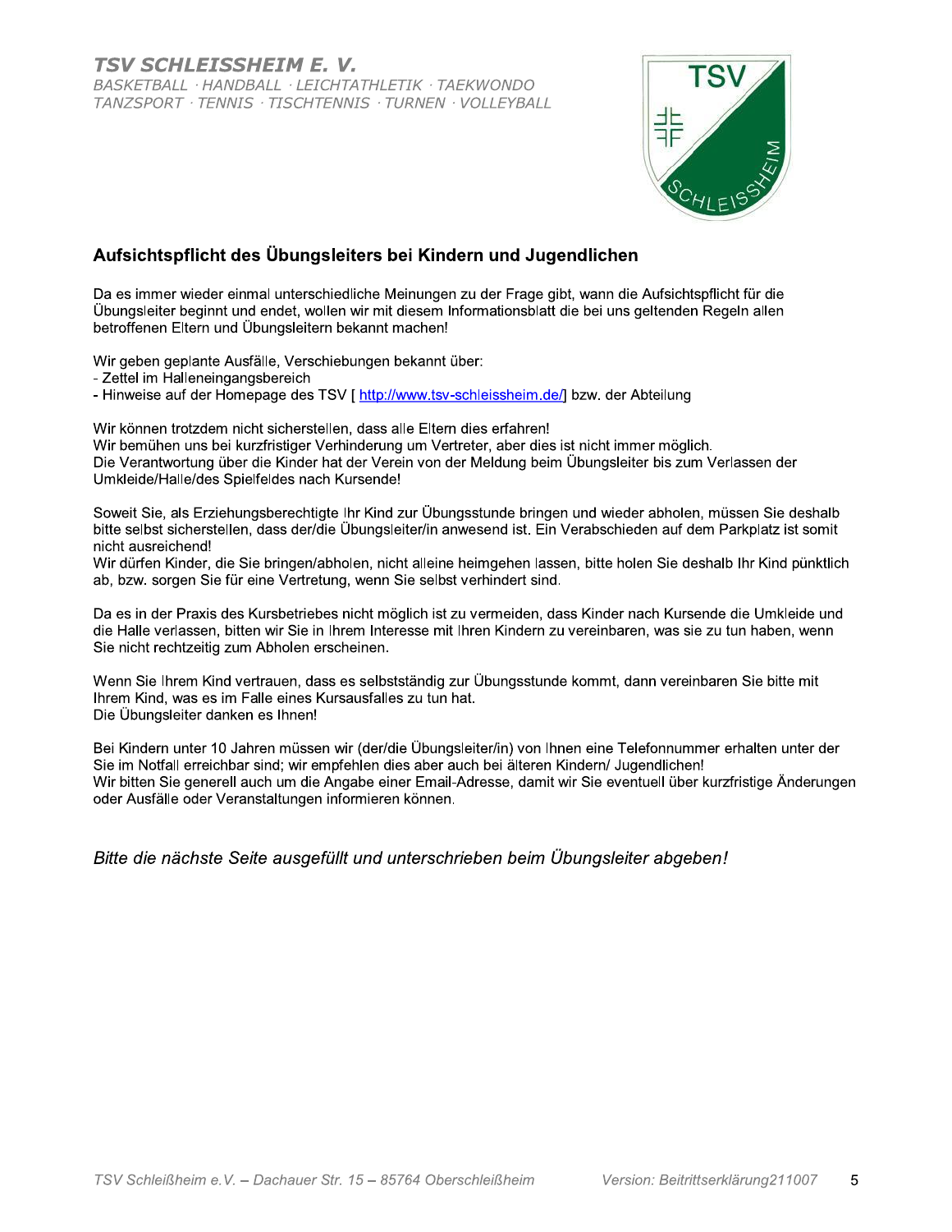**TSV SCHLEISSHEIM E. V.**
*BASKETBALL · HANDBALL · LEICHTATHLETIK · TAEKWONDO*
*TANZSPORT · TENNIS · TISCHTENNIS · TURNEN · VOLLEYBALL*

## Aufsichtspflicht des Übungsleiters bei Kindern und Jugendlichen

Da es immer wieder einmal unterschiedliche Meinungen zu der Frage gibt, wann die Aufsichtspflicht für die Übungsleiter beginnt und endet, wollen wir mit diesem Informationsblatt die bei uns geltenden Regeln allen betroffenen Eltern und Übungsleitern bekannt machen!

Wir geben geplante Ausfälle, Verschiebungen bekannt über:
- Zettel im Halleneingangsbereich
- Hinweise auf der Homepage des TSV [ http://www.tsv-schleissheim.de/] bzw. der Abteilung

Wir können trotzdem nicht sicherstellen, dass alle Eltern dies erfahren!
Wir bemühen uns bei kurzfristiger Verhinderung um Vertreter, aber dies ist nicht immer möglich.
Die Verantwortung über die Kinder hat der Verein von der Meldung beim Übungsleiter bis zum Verlassen der Umkleide/Halle/des Spielfeldes nach Kursende!

Soweit Sie, als Erziehungsberechtigte Ihr Kind zur Übungsstunde bringen und wieder abholen, müssen Sie deshalb bitte selbst sicherstellen, dass der/die Übungsleiter/in anwesend ist. Ein Verabschieden auf dem Parkplatz ist somit nicht ausreichend!
Wir dürfen Kinder, die Sie bringen/abholen, nicht alleine heimgehen lassen, bitte holen Sie deshalb Ihr Kind pünktlich ab, bzw. sorgen Sie für eine Vertretung, wenn Sie selbst verhindert sind.

Da es in der Praxis des Kursbetriebes nicht möglich ist zu vermeiden, dass Kinder nach Kursende die Umkleide und die Halle verlassen, bitten wir Sie in Ihrem Interesse mit Ihren Kindern zu vereinbaren, was sie zu tun haben, wenn Sie nicht rechtzeitig zum Abholen erscheinen.

Wenn Sie Ihrem Kind vertrauen, dass es selbstständig zur Übungsstunde kommt, dann vereinbaren Sie bitte mit Ihrem Kind, was es im Falle eines Kursausfalles zu tun hat.
Die Übungsleiter danken es Ihnen!

Bei Kindern unter 10 Jahren müssen wir (der/die Übungsleiter/in) von Ihnen eine Telefonnummer erhalten unter der Sie im Notfall erreichbar sind; wir empfehlen dies aber auch bei älteren Kindern/ Jugendlichen!
Wir bitten Sie generell auch um die Angabe einer Email-Adresse, damit wir Sie eventuell über kurzfristige Änderungen oder Ausfälle oder Veranstaltungen informieren können.

*Bitte die nächste Seite ausgefüllt und unterschrieben beim Übungsleiter abgeben!*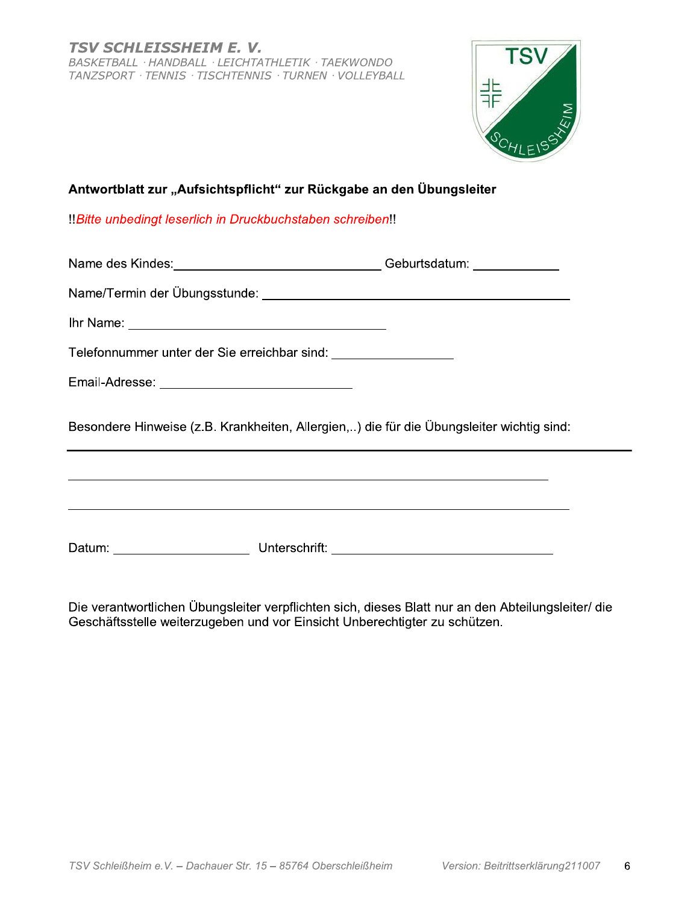**TSV SCHLEISSHEIM E. V.**
*BASKETBALL · HANDBALL · LEICHTATHLETIK · TAEKWONDO*
*TANZSPORT · TENNIS · TISCHTENNIS · TURNEN · VOLLEYBALL*

**Antwortblatt zur „Aufsichtspflicht“ zur Rückgabe an den Übungsleiter**

!!*Bitte unbedingt leserlich in Druckbuchstaben schreiben*!!

Name des Kindes: ______________________________ Geburtsdatum: ____________

Name/Termin der Übungsstunde: ____________________________________________

Ihr Name: ______________________________________

Telefonnummer unter der Sie erreichbar sind: __________________

Email-Adresse: ____________________________

Besondere Hinweise (z.B. Krankheiten, Allergien,..) die für die Übungsleiter wichtig sind:

_____________________________________________________________________________

_____________________________________________________________________________

_____________________________________________________________________________

Datum: ____________________ Unterschrift: _________________________________

Die verantwortlichen Übungsleiter verpflichten sich, dieses Blatt nur an den Abteilungsleiter/ die Geschäftsstelle weiterzugeben und vor Einsicht Unberechtigter zu schützen.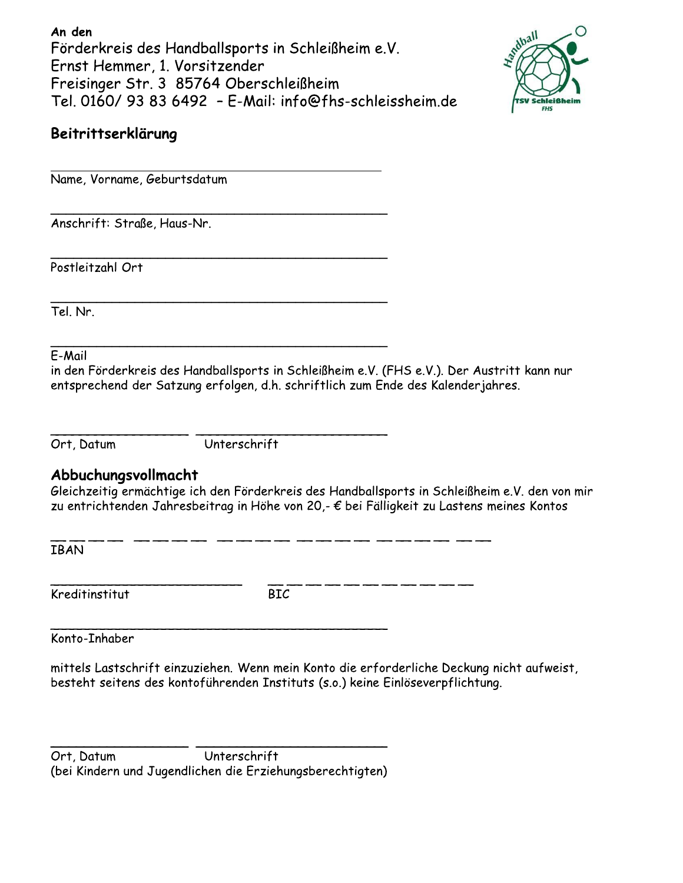**An den**
Förderkreis des Handballsports in Schleißheim e.V.
Ernst Hemmer, 1. Vorsitzender
Freisinger Str. 3  85764 Oberschleißheim
Tel. 0160/ 93 83 6492 – E-Mail: info@fhs-schleissheim.de

## Beitrittserklärung

\_\_\_\_\_\_\_\_\_\_\_\_\_\_\_\_\_\_\_\_\_\_\_\_\_\_\_\_\_\_\_\_\_\_\_\_\_\_\_\_
Name, Vorname, Geburtsdatum

\_\_\_\_\_\_\_\_\_\_\_\_\_\_\_\_\_\_\_\_\_\_\_\_\_\_\_\_\_\_\_\_\_\_\_\_\_\_\_\_
Anschrift: Straße, Haus-Nr.

\_\_\_\_\_\_\_\_\_\_\_\_\_\_\_\_\_\_\_\_\_\_\_\_\_\_\_\_\_\_\_\_\_\_\_\_\_\_\_\_
Postleitzahl Ort

\_\_\_\_\_\_\_\_\_\_\_\_\_\_\_\_\_\_\_\_\_\_\_\_\_\_\_\_\_\_\_\_\_\_\_\_\_\_\_\_
Tel. Nr.

\_\_\_\_\_\_\_\_\_\_\_\_\_\_\_\_\_\_\_\_\_\_\_\_\_\_\_\_\_\_\_\_\_\_\_\_\_\_\_\_
E-Mail
in den Förderkreis des Handballsports in Schleißheim e.V. (FHS e.V.). Der Austritt kann nur entsprechend der Satzung erfolgen, d.h. schriftlich zum Ende des Kalenderjahres.

\_\_\_\_\_\_\_\_\_\_\_\_\_\_\_\_\_ \_\_\_\_\_\_\_\_\_\_\_\_\_\_\_\_\_\_\_\_\_\_\_
Ort, Datum          Unterschrift

## Abbuchungsvollmacht

Gleichzeitig ermächtige ich den Förderkreis des Handballsports in Schleißheim e.V. den von mir zu entrichtenden Jahresbeitrag in Höhe von 20,- € bei Fälligkeit zu Lastens meines Kontos

\_ \_ \_ \_  \_ \_ \_ \_  \_ \_ \_ \_  \_ \_ \_ \_  \_ \_ \_ \_  \_ \_
IBAN

\_\_\_\_\_\_\_\_\_\_\_\_\_\_\_\_\_\_\_\_\_\_\_\_   \_ \_ \_ \_ \_ \_ \_ \_ \_ \_ \_
Kreditinstitut          BIC

\_\_\_\_\_\_\_\_\_\_\_\_\_\_\_\_\_\_\_\_\_\_\_\_\_\_\_\_\_\_\_\_\_\_\_\_\_\_\_\_
Konto-Inhaber

mittels Lastschrift einzuziehen. Wenn mein Konto die erforderliche Deckung nicht aufweist, besteht seitens des kontoführenden Instituts (s.o.) keine Einlöseverpflichtung.

\_\_\_\_\_\_\_\_\_\_\_\_\_\_\_\_\_ \_\_\_\_\_\_\_\_\_\_\_\_\_\_\_\_\_\_\_\_\_\_\_
Ort, Datum          Unterschrift
(bei Kindern und Jugendlichen die Erziehungsberechtigten)